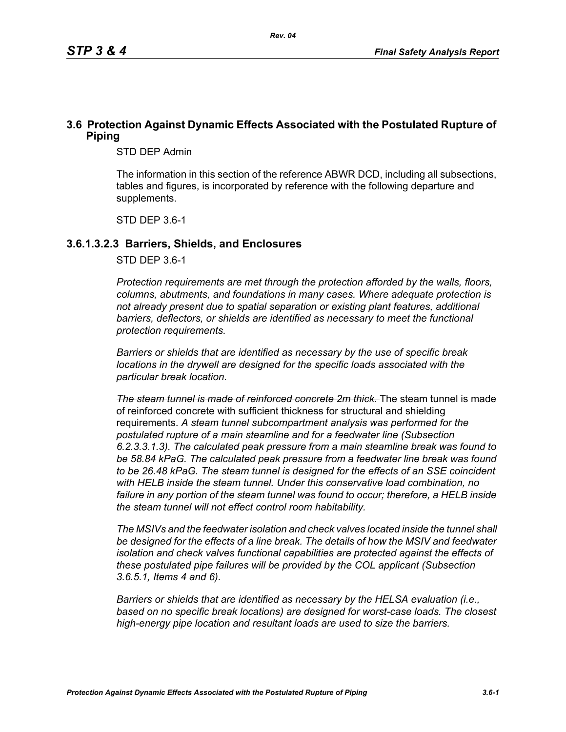## 3.6 Protection Against Dynamic Effects Associated with the Postulated Rupture of Piping

STD DEP Admin

The information in this section of the reference ABWR DCD, including all subsections, tables and figures, is incorporated by reference with the following departure and supplements.

STD DEP 3.6-1

### 3.6.1.3.2.3 Barriers, Shields, and Enclosures

STD DEP 3.6-1

*Protection requirements are met through the protection afforded by the walls, floors, columns, abutments, and foundations in many cases. Where adequate protection is not already present due to spatial separation or existing plant features, additional barriers, deflectors, or shields are identified as necessary to meet the functional protection requirements.*

*Barriers or shields that are identified as necessary by the use of specific break locations in the drywell are designed for the specific loads associated with the particular break location.*

~~*The steam tunnel is made of reinforced concrete 2m thick.*~~ The steam tunnel is made of reinforced concrete with sufficient thickness for structural and shielding requirements. *A steam tunnel subcompartment analysis was performed for the postulated rupture of a main steamline and for a feedwater line (Subsection 6.2.3.3.1.3). The calculated peak pressure from a main steamline break was found to be 58.84 kPaG. The calculated peak pressure from a feedwater line break was found to be 26.48 kPaG. The steam tunnel is designed for the effects of an SSE coincident with HELB inside the steam tunnel. Under this conservative load combination, no failure in any portion of the steam tunnel was found to occur; therefore, a HELB inside the steam tunnel will not effect control room habitability.*

*The MSIVs and the feedwater isolation and check valves located inside the tunnel shall be designed for the effects of a line break. The details of how the MSIV and feedwater isolation and check valves functional capabilities are protected against the effects of these postulated pipe failures will be provided by the COL applicant (Subsection 3.6.5.1, Items 4 and 6).*

*Barriers or shields that are identified as necessary by the HELSA evaluation (i.e., based on no specific break locations) are designed for worst-case loads. The closest high-energy pipe location and resultant loads are used to size the barriers.*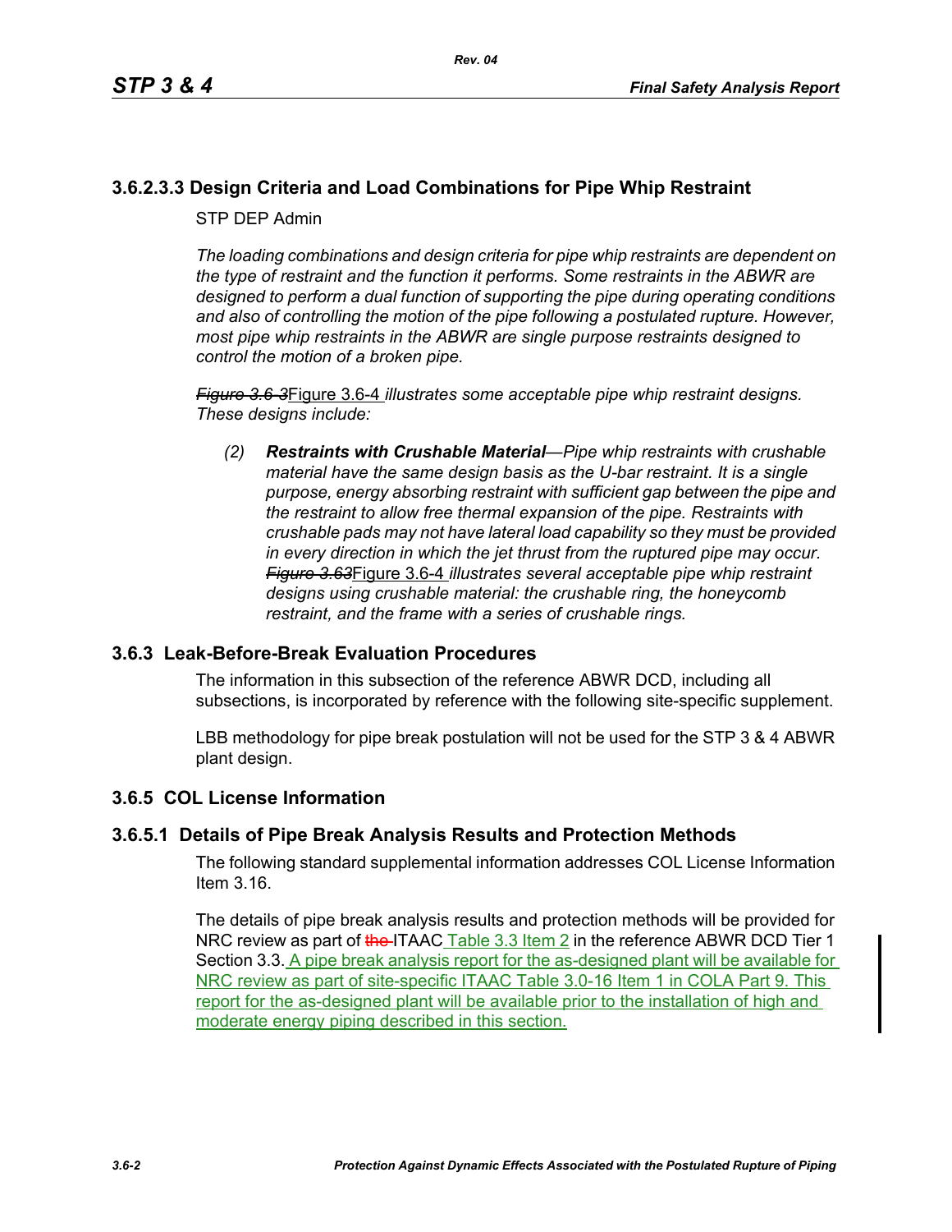### 3.6.2.3.3 Design Criteria and Load Combinations for Pipe Whip Restraint

STP DEP Admin

*The loading combinations and design criteria for pipe whip restraints are dependent on the type of restraint and the function it performs. Some restraints in the ABWR are designed to perform a dual function of supporting the pipe during operating conditions and also of controlling the motion of the pipe following a postulated rupture. However, most pipe whip restraints in the ABWR are single purpose restraints designed to control the motion of a broken pipe.*

~~*Figure 3.6-3*~~Figure 3.6-4 *illustrates some acceptable pipe whip restraint designs. These designs include:*

(2) ***Restraints with Crushable Material****—Pipe whip restraints with crushable material have the same design basis as the U-bar restraint. It is a single purpose, energy absorbing restraint with sufficient gap between the pipe and the restraint to allow free thermal expansion of the pipe. Restraints with crushable pads may not have lateral load capability so they must be provided in every direction in which the jet thrust from the ruptured pipe may occur.* ~~*Figure 3.63*~~Figure 3.6-4 *illustrates several acceptable pipe whip restraint designs using crushable material: the crushable ring, the honeycomb restraint, and the frame with a series of crushable rings.*

## 3.6.3 Leak-Before-Break Evaluation Procedures

The information in this subsection of the reference ABWR DCD, including all subsections, is incorporated by reference with the following site-specific supplement.

LBB methodology for pipe break postulation will not be used for the STP 3 & 4 ABWR plant design.

## 3.6.5 COL License Information

### 3.6.5.1 Details of Pipe Break Analysis Results and Protection Methods

The following standard supplemental information addresses COL License Information Item 3.16.

The details of pipe break analysis results and protection methods will be provided for NRC review as part of ~~the~~ ITAAC Table 3.3 Item 2 in the reference ABWR DCD Tier 1 Section 3.3. A pipe break analysis report for the as-designed plant will be available for NRC review as part of site-specific ITAAC Table 3.0-16 Item 1 in COLA Part 9. This report for the as-designed plant will be available prior to the installation of high and moderate energy piping described in this section.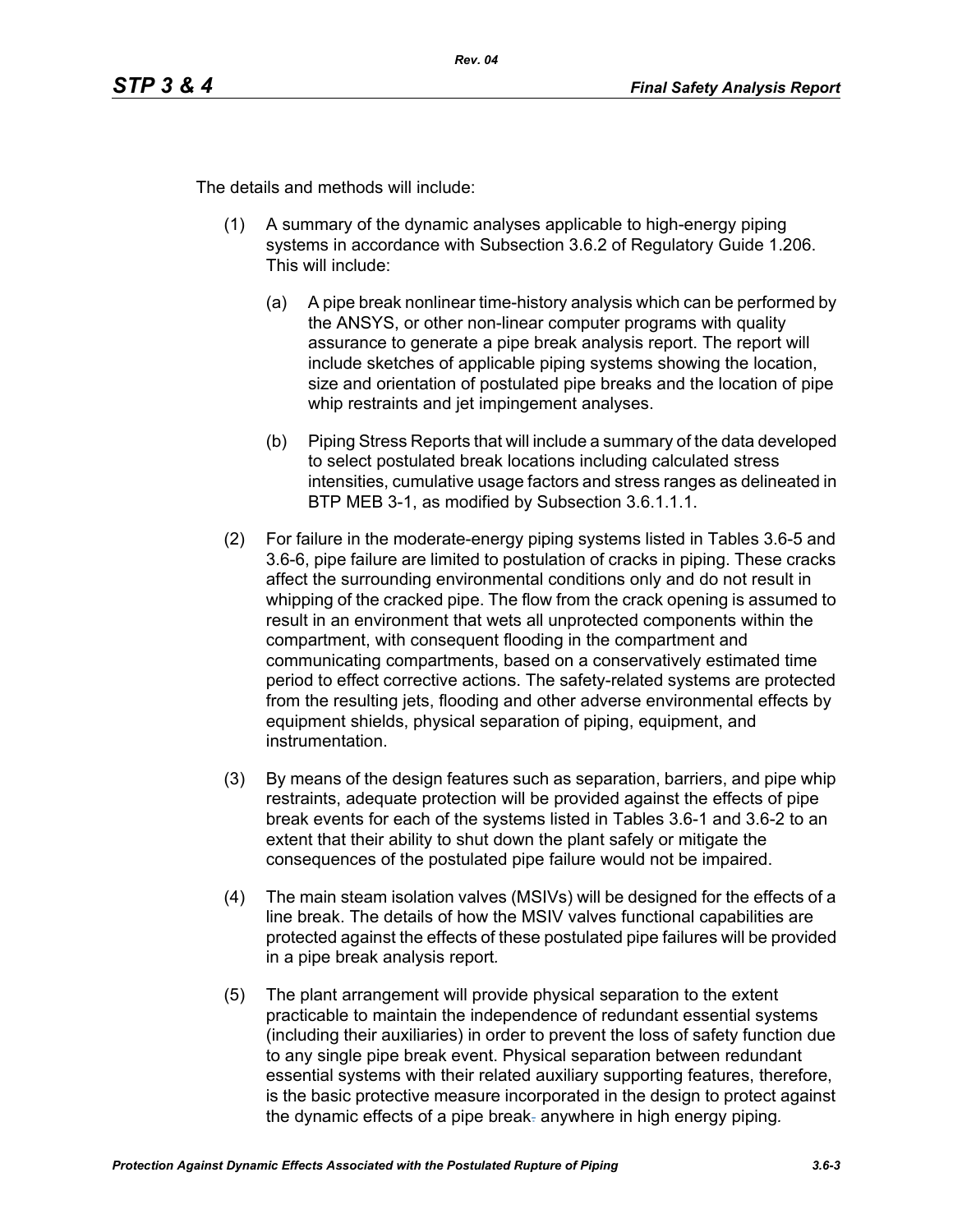The details and methods will include:

(1) A summary of the dynamic analyses applicable to high-energy piping systems in accordance with Subsection 3.6.2 of Regulatory Guide 1.206. This will include:

   (a) A pipe break nonlinear time-history analysis which can be performed by the ANSYS, or other non-linear computer programs with quality assurance to generate a pipe break analysis report. The report will include sketches of applicable piping systems showing the location, size and orientation of postulated pipe breaks and the location of pipe whip restraints and jet impingement analyses.

   (b) Piping Stress Reports that will include a summary of the data developed to select postulated break locations including calculated stress intensities, cumulative usage factors and stress ranges as delineated in BTP MEB 3-1, as modified by Subsection 3.6.1.1.1.

(2) For failure in the moderate-energy piping systems listed in Tables 3.6-5 and 3.6-6, pipe failure are limited to postulation of cracks in piping. These cracks affect the surrounding environmental conditions only and do not result in whipping of the cracked pipe. The flow from the crack opening is assumed to result in an environment that wets all unprotected components within the compartment, with consequent flooding in the compartment and communicating compartments, based on a conservatively estimated time period to effect corrective actions. The safety-related systems are protected from the resulting jets, flooding and other adverse environmental effects by equipment shields, physical separation of piping, equipment, and instrumentation.

(3) By means of the design features such as separation, barriers, and pipe whip restraints, adequate protection will be provided against the effects of pipe break events for each of the systems listed in Tables 3.6-1 and 3.6-2 to an extent that their ability to shut down the plant safely or mitigate the consequences of the postulated pipe failure would not be impaired.

(4) The main steam isolation valves (MSIVs) will be designed for the effects of a line break. The details of how the MSIV valves functional capabilities are protected against the effects of these postulated pipe failures will be provided in a pipe break analysis report.

(5) The plant arrangement will provide physical separation to the extent practicable to maintain the independence of redundant essential systems (including their auxiliaries) in order to prevent the loss of safety function due to any single pipe break event. Physical separation between redundant essential systems with their related auxiliary supporting features, therefore, is the basic protective measure incorporated in the design to protect against the dynamic effects of a pipe break anywhere in high energy piping.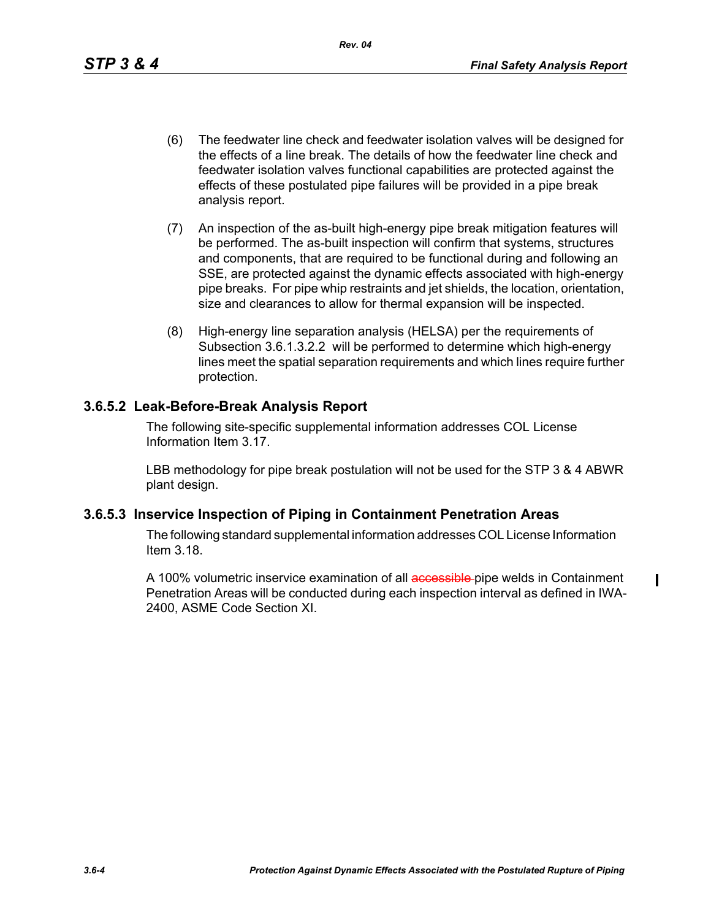(6) The feedwater line check and feedwater isolation valves will be designed for the effects of a line break. The details of how the feedwater line check and feedwater isolation valves functional capabilities are protected against the effects of these postulated pipe failures will be provided in a pipe break analysis report.

(7) An inspection of the as-built high-energy pipe break mitigation features will be performed. The as-built inspection will confirm that systems, structures and components, that are required to be functional during and following an SSE, are protected against the dynamic effects associated with high-energy pipe breaks. For pipe whip restraints and jet shields, the location, orientation, size and clearances to allow for thermal expansion will be inspected.

(8) High-energy line separation analysis (HELSA) per the requirements of Subsection 3.6.1.3.2.2 will be performed to determine which high-energy lines meet the spatial separation requirements and which lines require further protection.

### 3.6.5.2 Leak-Before-Break Analysis Report

The following site-specific supplemental information addresses COL License Information Item 3.17.

LBB methodology for pipe break postulation will not be used for the STP 3 & 4 ABWR plant design.

### 3.6.5.3 Inservice Inspection of Piping in Containment Penetration Areas

The following standard supplemental information addresses COL License Information Item 3.18.

A 100% volumetric inservice examination of all ~~accessible~~ pipe welds in Containment Penetration Areas will be conducted during each inspection interval as defined in IWA-2400, ASME Code Section XI.